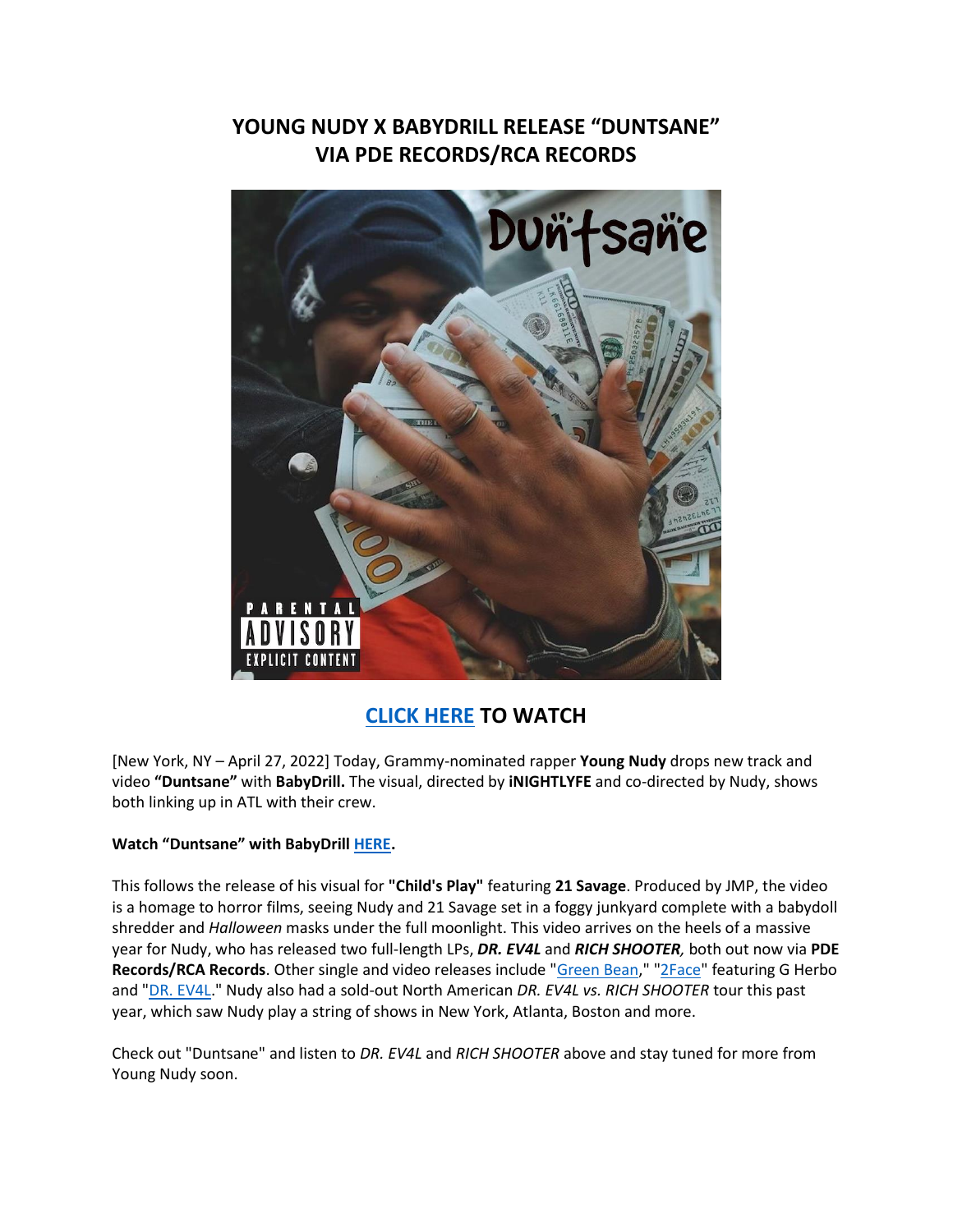# YOUNG NUDY X BABYDRILL RELEASE "DUNTSANE" VIA PDE RECORDS/RCA RECORDS

## CLICK HERE TO WATCH

[New York, NY – April 27, 2022] Today, Grammy-nominated rapper **Young Nudy** drops new track and video **"Duntsane"** with **BabyDrill.** The visual, directed by **iNIGHTLYFE** and co-directed by Nudy, shows both linking up in ATL with their crew.

**Watch "Duntsane" with BabyDrill HERE.**

This follows the release of his visual for **"Child's Play"** featuring **21 Savage**. Produced by JMP, the video is a homage to horror films, seeing Nudy and 21 Savage set in a foggy junkyard complete with a babydoll shredder and *Halloween* masks under the full moonlight. This video arrives on the heels of a massive year for Nudy, who has released two full-length LPs, ***DR. EV4L*** and ***RICH SHOOTER,*** both out now via **PDE Records/RCA Records**. Other single and video releases include "Green Bean," "2Face" featuring G Herbo and "DR. EV4L." Nudy also had a sold-out North American *DR. EV4L vs. RICH SHOOTER* tour this past year, which saw Nudy play a string of shows in New York, Atlanta, Boston and more.

Check out "Duntsane" and listen to *DR. EV4L* and *RICH SHOOTER* above and stay tuned for more from Young Nudy soon.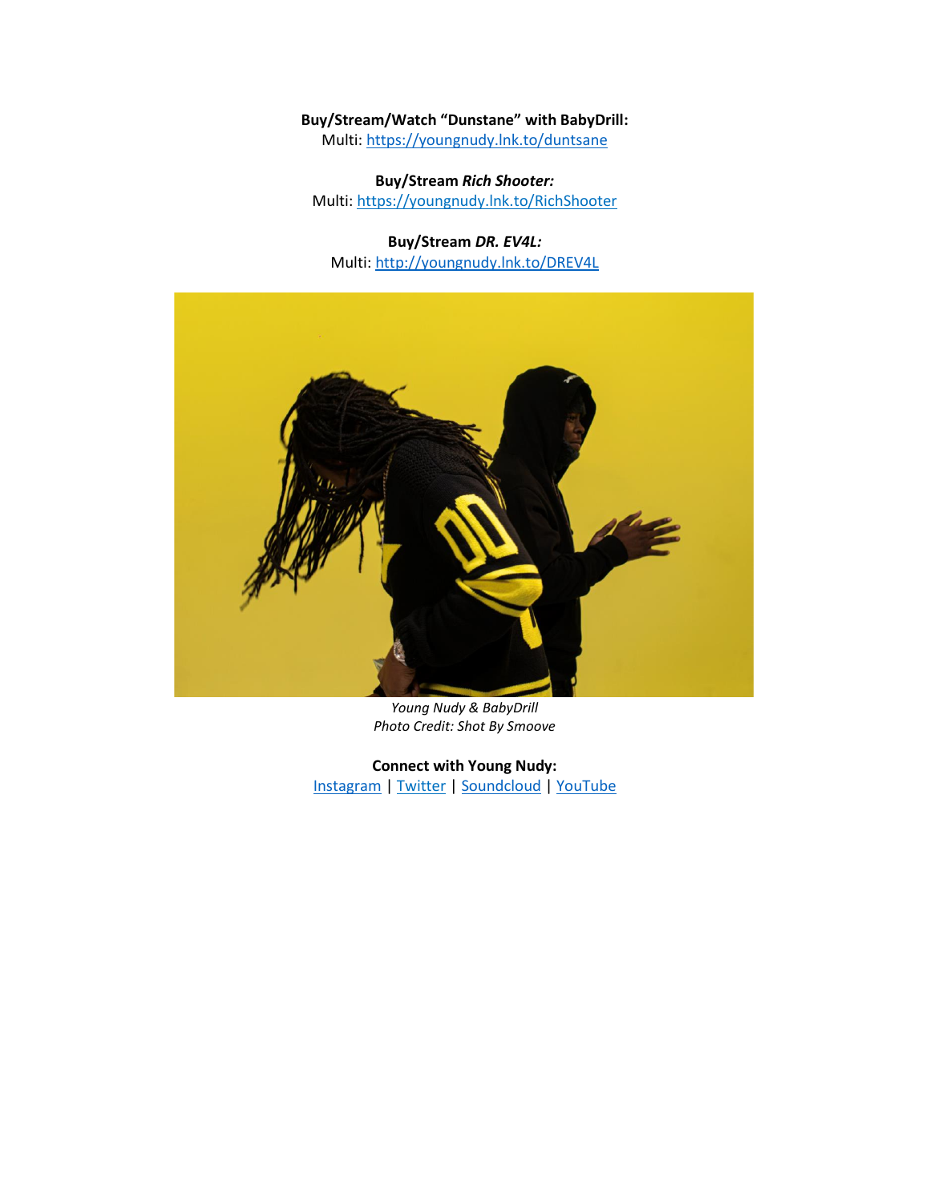**Buy/Stream/Watch "Dunstane" with BabyDrill:**
Multi: https://youngnudy.lnk.to/duntsane

**Buy/Stream *Rich Shooter:***
Multi: https://youngnudy.lnk.to/RichShooter

**Buy/Stream *DR. EV4L:***
Multi: http://youngnudy.lnk.to/DREV4L

*Young Nudy & BabyDrill*
*Photo Credit: Shot By Smoove*

**Connect with Young Nudy:**
Instagram | Twitter | Soundcloud | YouTube